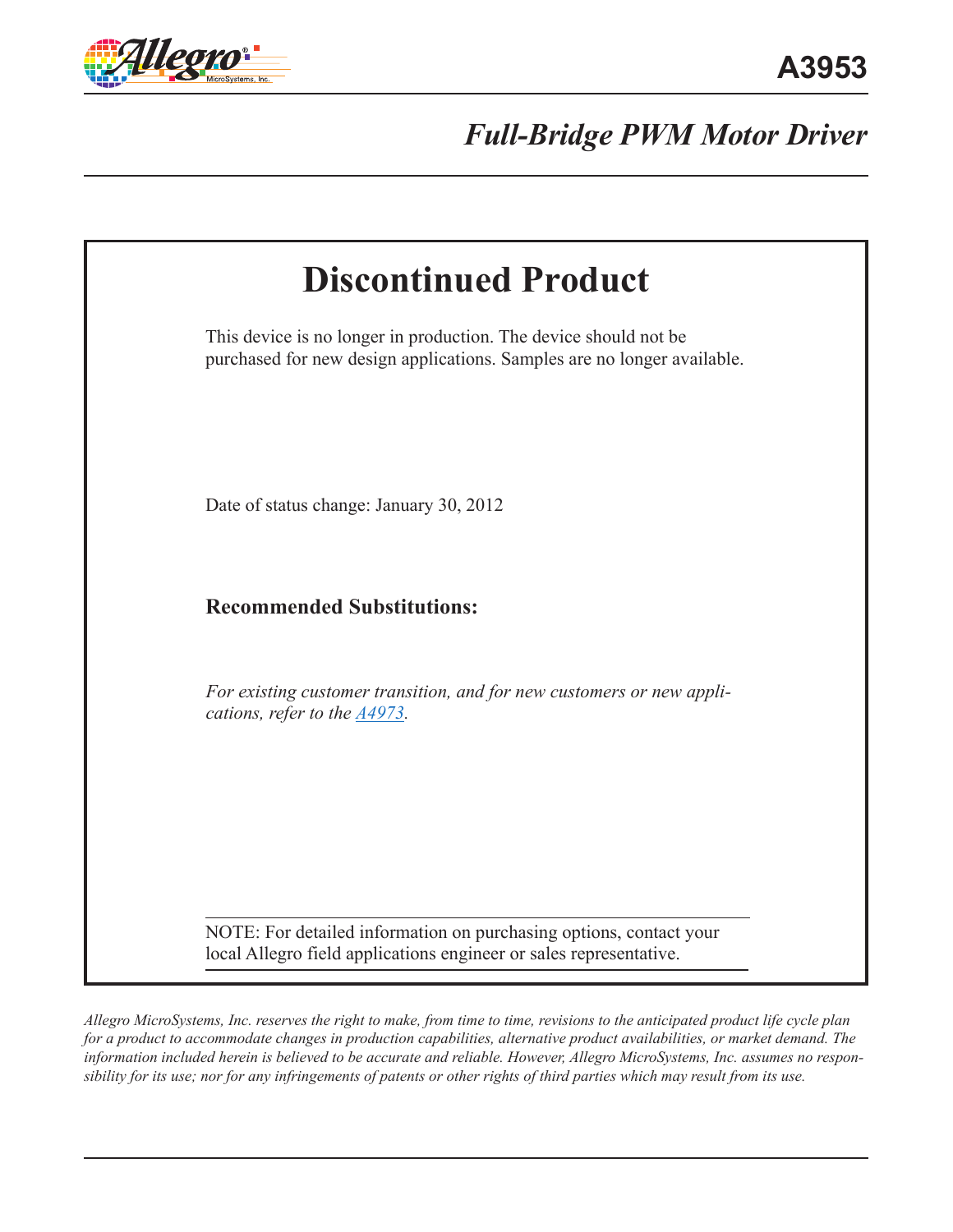# A3953

## *Full-Bridge PWM Motor Driver*

# Discontinued Product

This device is no longer in production. The device should not be purchased for new design applications. Samples are no longer available.

Date of status change: January 30, 2012

**Recommended Substitutions:**

*For existing customer transition, and for new customers or new applications, refer to the A4973.*

NOTE: For detailed information on purchasing options, contact your local Allegro field applications engineer or sales representative.

*Allegro MicroSystems, Inc. reserves the right to make, from time to time, revisions to the anticipated product life cycle plan for a product to accommodate changes in production capabilities, alternative product availabilities, or market demand. The information included herein is believed to be accurate and reliable. However, Allegro MicroSystems, Inc. assumes no responsibility for its use; nor for any infringements of patents or other rights of third parties which may result from its use.*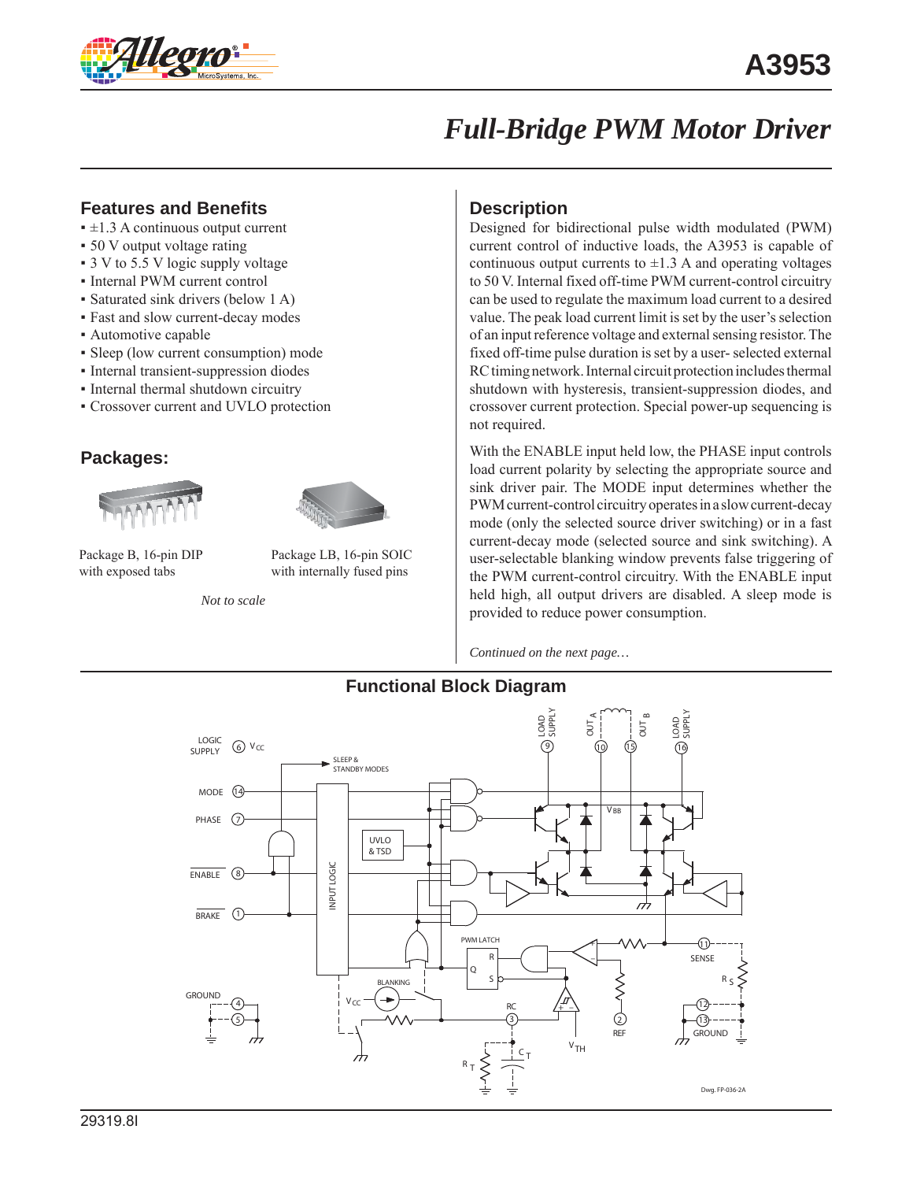# A3953

# Full-Bridge PWM Motor Driver

## Features and Benefits

- ±1.3 A continuous output current
- 50 V output voltage rating
- 3 V to 5.5 V logic supply voltage
- Internal PWM current control
- Saturated sink drivers (below 1 A)
- Fast and slow current-decay modes
- Automotive capable
- Sleep (low current consumption) mode
- Internal transient-suppression diodes
- Internal thermal shutdown circuitry
- Crossover current and UVLO protection

## Packages:

Package B, 16-pin DIP with exposed tabs

Package LB, 16-pin SOIC with internally fused pins

*Not to scale*

## Description

Designed for bidirectional pulse width modulated (PWM) current control of inductive loads, the A3953 is capable of continuous output currents to ±1.3 A and operating voltages to 50 V. Internal fixed off-time PWM current-control circuitry can be used to regulate the maximum load current to a desired value. The peak load current limit is set by the user's selection of an input reference voltage and external sensing resistor. The fixed off-time pulse duration is set by a user- selected external RC timing network. Internal circuit protection includes thermal shutdown with hysteresis, transient-suppression diodes, and crossover current protection. Special power-up sequencing is not required.

With the ENABLE input held low, the PHASE input controls load current polarity by selecting the appropriate source and sink driver pair. The MODE input determines whether the PWM current-control circuitry operates in a slow current-decay mode (only the selected source driver switching) or in a fast current-decay mode (selected source and sink switching). A user-selectable blanking window prevents false triggering of the PWM current-control circuitry. With the ENABLE input held high, all output drivers are disabled. A sleep mode is provided to reduce power consumption.

*Continued on the next page…*

## Functional Block Diagram

LOGIC SUPPLY
6 $V_{CC}$
MODE 14
PHASE 7
ENABLE 8
BRAKE 1
GROUND 4 5
SLEEP & STANDBY MODES
INPUT LOGIC
UVLO & TSD
LOAD SUPPLY 9
OUT A 10
OUT B 15
LOAD SUPPLY 16
$V_{BB}$
PWM LATCH
R Q S
BLANKING
$V_{CC}$
RC 3
$R_T$
$C_T$
$V_{TH}$
2 REF
11 SENSE
$R_S$
12 13 GROUND

Dwg. FP-036-2A

29319.8I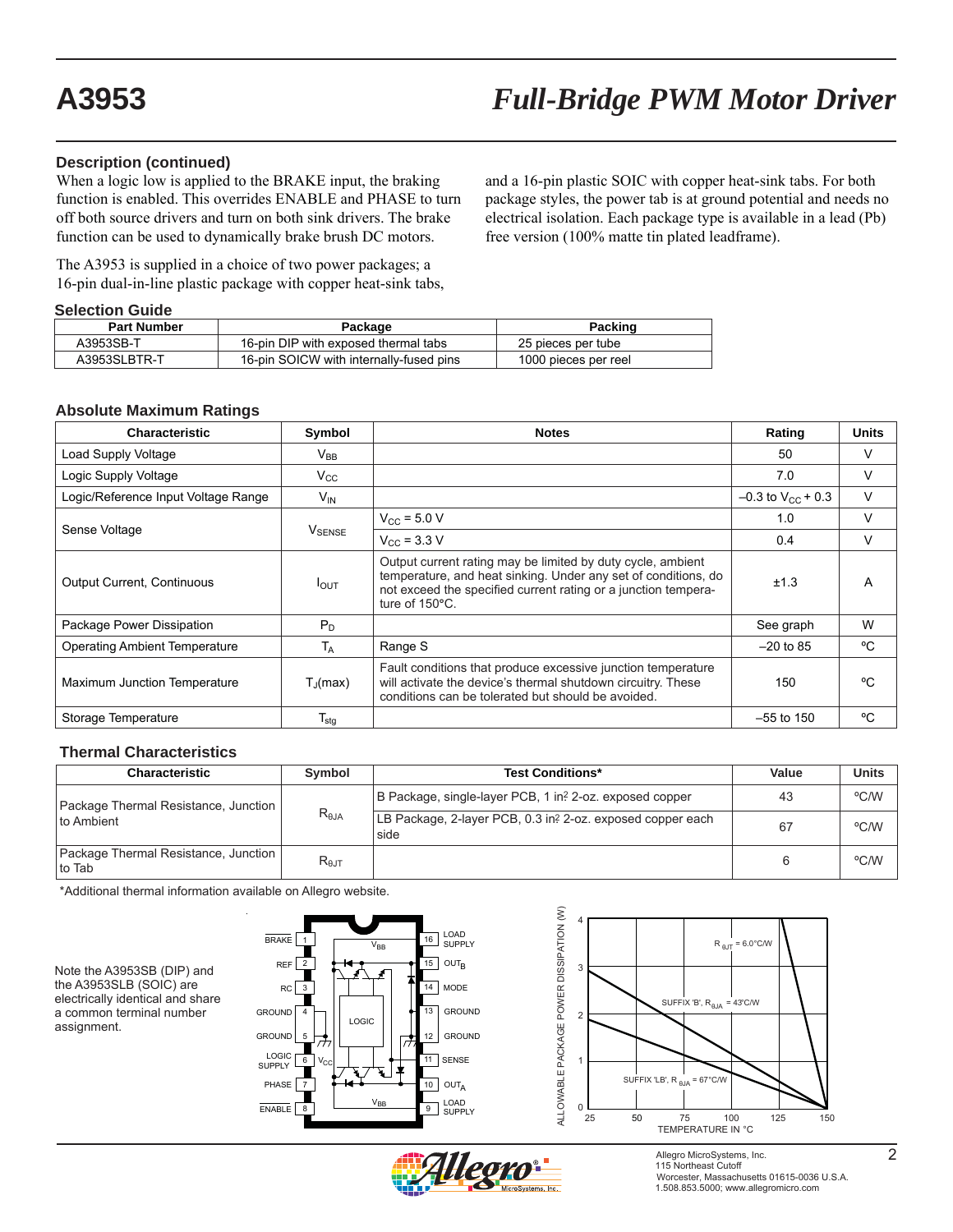### Description (continued)

When a logic low is applied to the BRAKE input, the braking function is enabled. This overrides ENABLE and PHASE to turn off both source drivers and turn on both sink drivers. The brake function can be used to dynamically brake brush DC motors.

The A3953 is supplied in a choice of two power packages; a 16-pin dual-in-line plastic package with copper heat-sink tabs, and a 16-pin plastic SOIC with copper heat-sink tabs. For both package styles, the power tab is at ground potential and needs no electrical isolation. Each package type is available in a lead (Pb) free version (100% matte tin plated leadframe).

### Selection Guide

| Part Number | Package | Packing |
|---|---|---|
| A3953SB-T | 16-pin DIP with exposed thermal tabs | 25 pieces per tube |
| A3953SLBTR-T | 16-pin SOICW with internally-fused pins | 1000 pieces per reel |

### Absolute Maximum Ratings

| Characteristic | Symbol | Notes | Rating | Units |
|---|---|---|---|---|
| Load Supply Voltage | $V_{BB}$ | | 50 | V |
| Logic Supply Voltage | $V_{CC}$ | | 7.0 | V |
| Logic/Reference Input Voltage Range | $V_{IN}$ | | –0.3 to $V_{CC}$ + 0.3 | V |
| Sense Voltage | $V_{SENSE}$ | $V_{CC}$ = 5.0 V | 1.0 | V |
| | | $V_{CC}$ = 3.3 V | 0.4 | V |
| Output Current, Continuous | $I_{OUT}$ | Output current rating may be limited by duty cycle, ambient temperature, and heat sinking. Under any set of conditions, do not exceed the specified current rating or a junction temperature of 150°C. | ±1.3 | A |
| Package Power Dissipation | $P_D$ | | See graph | W |
| Operating Ambient Temperature | $T_A$ | Range S | –20 to 85 | ºC |
| Maximum Junction Temperature | $T_J$(max) | Fault conditions that produce excessive junction temperature will activate the device's thermal shutdown circuitry. These conditions can be tolerated but should be avoided. | 150 | ºC |
| Storage Temperature | $T_{stg}$ | | –55 to 150 | ºC |

### Thermal Characteristics

| Characteristic | Symbol | Test Conditions* | Value | Units |
|---|---|---|---|---|
| Package Thermal Resistance, Junction to Ambient | $R_{θJA}$ | B Package, single-layer PCB, 1 in² 2-oz. exposed copper | 43 | ºC/W |
| | | LB Package, 2-layer PCB, 0.3 in² 2-oz. exposed copper each side | 67 | ºC/W |
| Package Thermal Resistance, Junction to Tab | $R_{θJT}$ | | 6 | ºC/W |

*Additional thermal information available on Allegro website.

Note the A3953SB (DIP) and the A3953SLB (SOIC) are electrically identical and share a common terminal number assignment.

BRAKE 1
REF 2
RC 3
GROUND 4
GROUND 5
LOGIC SUPPLY 6
PHASE 7
ENABLE 8
LOAD SUPPLY 9
$OUT_A$ 10
SENSE 11
GROUND 12
GROUND 13
MODE 14
$OUT_B$ 15
LOAD SUPPLY 16
$V_{BB}$
$V_{CC}$
LOGIC

ALLOWABLE PACKAGE POWER DISSIPATION (W)
TEMPERATURE IN °C
$R_{θJT}$ = 6.0°C/W
SUFFIX 'B', $R_{θJA}$ = 43°C/W
SUFFIX 'LB', $R_{θJA}$ = 67°C/W
0 1 2 3 4
25 50 75 100 125 150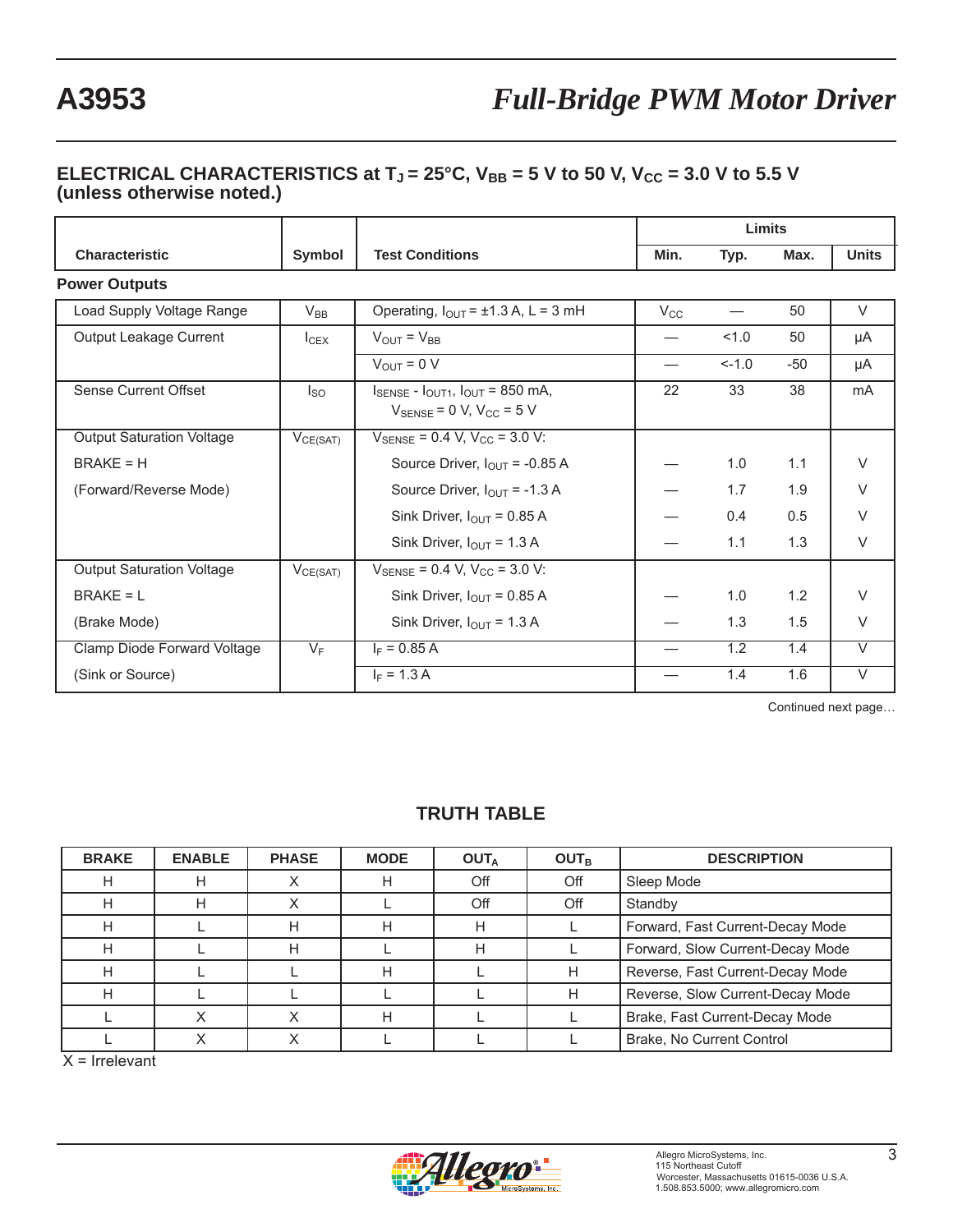**ELECTRICAL CHARACTERISTICS at $T_J$ = 25°C, $V_{BB}$ = 5 V to 50 V, $V_{CC}$ = 3.0 V to 5.5 V (unless otherwise noted.)**

| Characteristic | Symbol | Test Conditions | Limits | | | |
|---|---|---|---|---|---|---|
| | | | Min. | Typ. | Max. | Units |
| **Power Outputs** | | | | | | |
| Load Supply Voltage Range | $V_{BB}$ | Operating, $I_{OUT}$ = ±1.3 A, L = 3 mH | $V_{CC}$ | — | 50 | V |
| Output Leakage Current | $I_{CEX}$ | $V_{OUT}$ = $V_{BB}$ | — | <1.0 | 50 | μA |
| | | $V_{OUT}$ = 0 V | — | <-1.0 | -50 | μA |
| Sense Current Offset | $I_{SO}$ | $I_{SENSE}$ - $I_{OUT1}$, $I_{OUT}$ = 850 mA, $V_{SENSE}$ = 0 V, $V_{CC}$ = 5 V | 22 | 33 | 38 | mA |
| Output Saturation Voltage | $V_{CE(SAT)}$ | $V_{SENSE}$ = 0.4 V, $V_{CC}$ = 3.0 V: | | | | |
| BRAKE = H | | Source Driver, $I_{OUT}$ = -0.85 A | — | 1.0 | 1.1 | V |
| (Forward/Reverse Mode) | | Source Driver, $I_{OUT}$ = -1.3 A | — | 1.7 | 1.9 | V |
| | | Sink Driver, $I_{OUT}$ = 0.85 A | — | 0.4 | 0.5 | V |
| | | Sink Driver, $I_{OUT}$ = 1.3 A | — | 1.1 | 1.3 | V |
| Output Saturation Voltage | $V_{CE(SAT)}$ | $V_{SENSE}$ = 0.4 V, $V_{CC}$ = 3.0 V: | | | | |
| BRAKE = L | | Sink Driver, $I_{OUT}$ = 0.85 A | — | 1.0 | 1.2 | V |
| (Brake Mode) | | Sink Driver, $I_{OUT}$ = 1.3 A | — | 1.3 | 1.5 | V |
| Clamp Diode Forward Voltage | $V_F$ | $I_F$ = 0.85 A | — | 1.2 | 1.4 | V |
| (Sink or Source) | | $I_F$ = 1.3 A | — | 1.4 | 1.6 | V |

Continued next page…

## TRUTH TABLE

| BRAKE | ENABLE | PHASE | MODE | $OUT_A$ | $OUT_B$ | DESCRIPTION |
|---|---|---|---|---|---|---|
| H | H | X | H | Off | Off | Sleep Mode |
| H | H | X | L | Off | Off | Standby |
| H | L | H | H | H | L | Forward, Fast Current-Decay Mode |
| H | L | H | L | H | L | Forward, Slow Current-Decay Mode |
| H | L | L | H | L | H | Reverse, Fast Current-Decay Mode |
| H | L | L | L | L | H | Reverse, Slow Current-Decay Mode |
| L | X | X | H | L | L | Brake, Fast Current-Decay Mode |
| L | X | X | L | L | L | Brake, No Current Control |

X = Irrelevant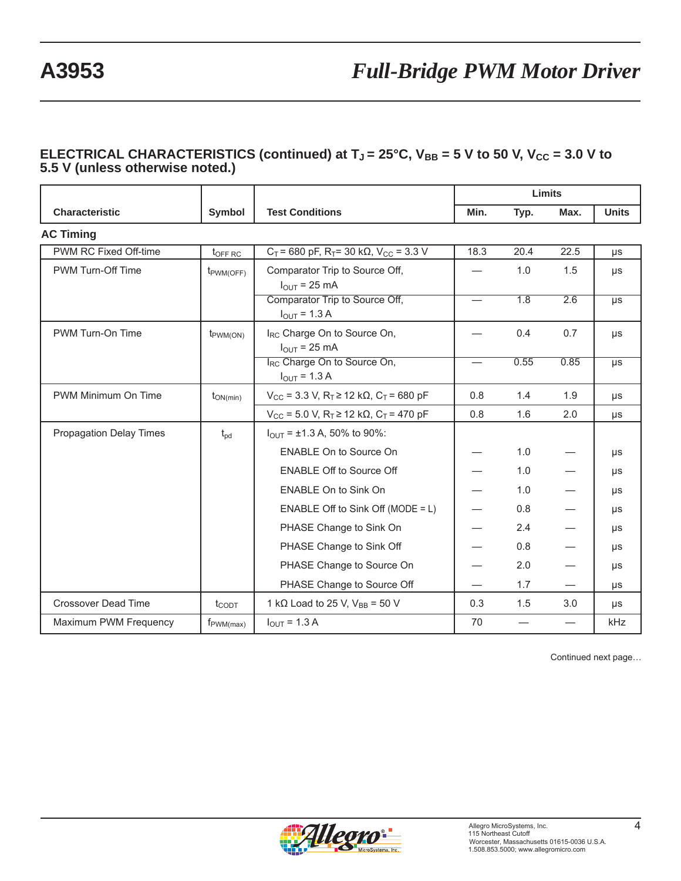## ELECTRICAL CHARACTERISTICS (continued) at $T_J = 25°C$, $V_{BB} = 5$ V to 50 V, $V_{CC} = 3.0$ V to 5.5 V (unless otherwise noted.)

| Characteristic | Symbol | Test Conditions | Limits | | | |
|---|---|---|---|---|---|---|
| | | | Min. | Typ. | Max. | Units |
| **AC Timing** | | | | | | |
| PWM RC Fixed Off-time | $t_{OFF\ RC}$ | $C_T$ = 680 pF, $R_T$= 30 kΩ, $V_{CC}$ = 3.3 V | 18.3 | 20.4 | 22.5 | μs |
| PWM Turn-Off Time | $t_{PWM(OFF)}$ | Comparator Trip to Source Off, $I_{OUT}$ = 25 mA | — | 1.0 | 1.5 | μs |
| | | Comparator Trip to Source Off, $I_{OUT}$ = 1.3 A | — | 1.8 | 2.6 | μs |
| PWM Turn-On Time | $t_{PWM(ON)}$ | $I_{RC}$ Charge On to Source On, $I_{OUT}$ = 25 mA | — | 0.4 | 0.7 | μs |
| | | $I_{RC}$ Charge On to Source On, $I_{OUT}$ = 1.3 A | — | 0.55 | 0.85 | μs |
| PWM Minimum On Time | $t_{ON(min)}$ | $V_{CC}$ = 3.3 V, $R_T$ ≥ 12 kΩ, $C_T$ = 680 pF | 0.8 | 1.4 | 1.9 | μs |
| | | $V_{CC}$ = 5.0 V, $R_T$ ≥ 12 kΩ, $C_T$ = 470 pF | 0.8 | 1.6 | 2.0 | μs |
| Propagation Delay Times | $t_{pd}$ | $I_{OUT}$ = ±1.3 A, 50% to 90%: | | | | |
| | | ENABLE On to Source On | — | 1.0 | — | μs |
| | | ENABLE Off to Source Off | — | 1.0 | — | μs |
| | | ENABLE On to Sink On | — | 1.0 | — | μs |
| | | ENABLE Off to Sink Off (MODE = L) | — | 0.8 | — | μs |
| | | PHASE Change to Sink On | — | 2.4 | — | μs |
| | | PHASE Change to Sink Off | — | 0.8 | — | μs |
| | | PHASE Change to Source On | — | 2.0 | — | μs |
| | | PHASE Change to Source Off | — | 1.7 | — | μs |
| Crossover Dead Time | $t_{CODT}$ | 1 kΩ Load to 25 V, $V_{BB}$ = 50 V | 0.3 | 1.5 | 3.0 | μs |
| Maximum PWM Frequency | $f_{PWM(max)}$ | $I_{OUT}$ = 1.3 A | 70 | — | — | kHz |

Continued next page…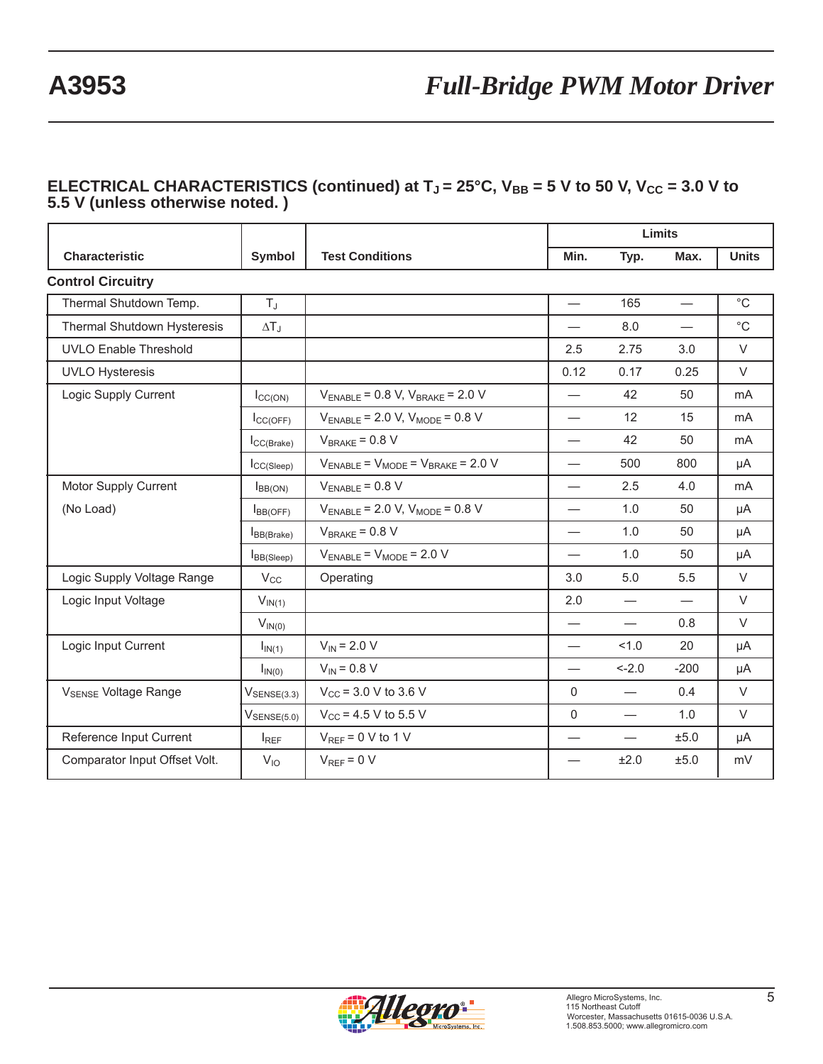**ELECTRICAL CHARACTERISTICS (continued) at $T_J$ = 25°C, $V_{BB}$ = 5 V to 50 V, $V_{CC}$ = 3.0 V to 5.5 V (unless otherwise noted. )**

| Characteristic | Symbol | Test Conditions | Limits Min. | Typ. | Max. | Units |
|---|---|---|---|---|---|---|
| **Control Circuitry** | | | | | | |
| Thermal Shutdown Temp. | $T_J$ | | — | 165 | — | °C |
| Thermal Shutdown Hysteresis | $\Delta T_J$ | | — | 8.0 | — | °C |
| UVLO Enable Threshold | | | 2.5 | 2.75 | 3.0 | V |
| UVLO Hysteresis | | | 0.12 | 0.17 | 0.25 | V |
| Logic Supply Current | $I_{CC(ON)}$ | $V_{ENABLE}$ = 0.8 V, $V_{BRAKE}$ = 2.0 V | — | 42 | 50 | mA |
| | $I_{CC(OFF)}$ | $V_{ENABLE}$ = 2.0 V, $V_{MODE}$ = 0.8 V | — | 12 | 15 | mA |
| | $I_{CC(Brake)}$ | $V_{BRAKE}$ = 0.8 V | — | 42 | 50 | mA |
| | $I_{CC(Sleep)}$ | $V_{ENABLE}$ = $V_{MODE}$ = $V_{BRAKE}$ = 2.0 V | — | 500 | 800 | μA |
| Motor Supply Current | $I_{BB(ON)}$ | $V_{ENABLE}$ = 0.8 V | — | 2.5 | 4.0 | mA |
| (No Load) | $I_{BB(OFF)}$ | $V_{ENABLE}$ = 2.0 V, $V_{MODE}$ = 0.8 V | — | 1.0 | 50 | μA |
| | $I_{BB(Brake)}$ | $V_{BRAKE}$ = 0.8 V | — | 1.0 | 50 | μA |
| | $I_{BB(Sleep)}$ | $V_{ENABLE}$ = $V_{MODE}$ = 2.0 V | — | 1.0 | 50 | μA |
| Logic Supply Voltage Range | $V_{CC}$ | Operating | 3.0 | 5.0 | 5.5 | V |
| Logic Input Voltage | $V_{IN(1)}$ | | 2.0 | — | — | V |
| | $V_{IN(0)}$ | | — | — | 0.8 | V |
| Logic Input Current | $I_{IN(1)}$ | $V_{IN}$ = 2.0 V | — | <1.0 | 20 | μA |
| | $I_{IN(0)}$ | $V_{IN}$ = 0.8 V | — | <-2.0 | -200 | μA |
| $V_{SENSE}$ Voltage Range | $V_{SENSE(3.3)}$ | $V_{CC}$ = 3.0 V to 3.6 V | 0 | — | 0.4 | V |
| | $V_{SENSE(5.0)}$ | $V_{CC}$ = 4.5 V to 5.5 V | 0 | — | 1.0 | V |
| Reference Input Current | $I_{REF}$ | $V_{REF}$ = 0 V to 1 V | — | — | ±5.0 | μA |
| Comparator Input Offset Volt. | $V_{IO}$ | $V_{REF}$ = 0 V | — | ±2.0 | ±5.0 | mV |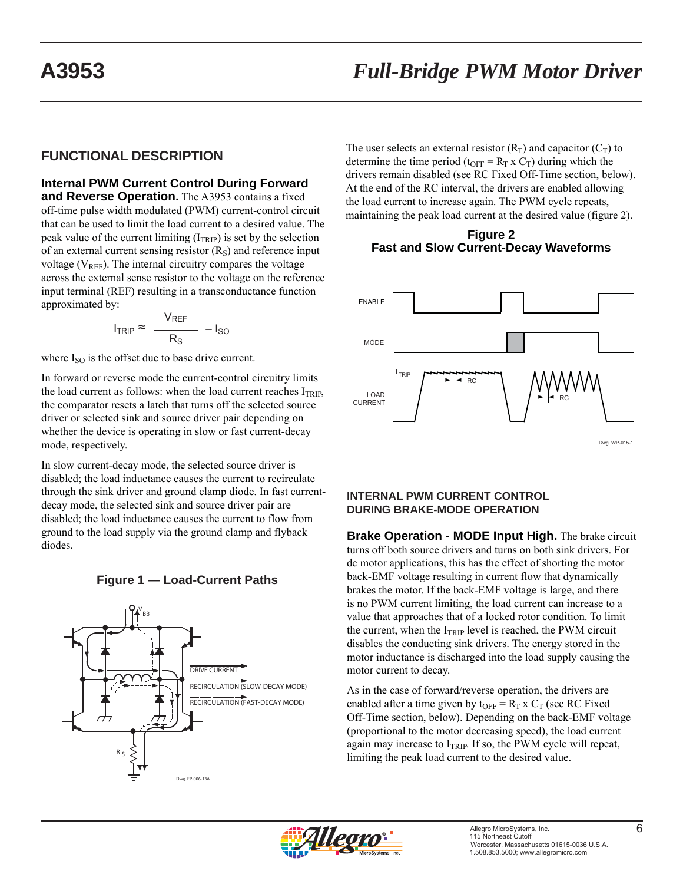## FUNCTIONAL DESCRIPTION

**Internal PWM Current Control During Forward and Reverse Operation.** The A3953 contains a fixed off-time pulse width modulated (PWM) current-control circuit that can be used to limit the load current to a desired value. The peak value of the current limiting ($I_{TRIP}$) is set by the selection of an external current sensing resistor ($R_S$) and reference input voltage ($V_{REF}$). The internal circuitry compares the voltage across the external sense resistor to the voltage on the reference input terminal (REF) resulting in a transconductance function approximated by:

$$I_{TRIP} \approx \frac{V_{REF}}{R_S} - I_{SO}$$

where $I_{SO}$ is the offset due to base drive current.

In forward or reverse mode the current-control circuitry limits the load current as follows: when the load current reaches $I_{TRIP}$, the comparator resets a latch that turns off the selected source driver or selected sink and source driver pair depending on whether the device is operating in slow or fast current-decay mode, respectively.

In slow current-decay mode, the selected source driver is disabled; the load inductance causes the current to recirculate through the sink driver and ground clamp diode. In fast current-decay mode, the selected sink and source driver pair are disabled; the load inductance causes the current to flow from ground to the load supply via the ground clamp and flyback diodes.

**Figure 1 — Load-Current Paths**

The user selects an external resistor ($R_T$) and capacitor ($C_T$) to determine the time period ($t_{OFF} = R_T \times C_T$) during which the drivers remain disabled (see RC Fixed Off-Time section, below). At the end of the RC interval, the drivers are enabled allowing the load current to increase again. The PWM cycle repeats, maintaining the peak load current at the desired value (figure 2).

**Figure 2**
**Fast and Slow Current-Decay Waveforms**

### INTERNAL PWM CURRENT CONTROL DURING BRAKE-MODE OPERATION

**Brake Operation - MODE Input High.** The brake circuit turns off both source drivers and turns on both sink drivers. For dc motor applications, this has the effect of shorting the motor back-EMF voltage resulting in current flow that dynamically brakes the motor. If the back-EMF voltage is large, and there is no PWM current limiting, the load current can increase to a value that approaches that of a locked rotor condition. To limit the current, when the $I_{TRIP}$ level is reached, the PWM circuit disables the conducting sink drivers. The energy stored in the motor inductance is discharged into the load supply causing the motor current to decay.

As in the case of forward/reverse operation, the drivers are enabled after a time given by $t_{OFF} = R_T \times C_T$ (see RC Fixed Off-Time section, below). Depending on the back-EMF voltage (proportional to the motor decreasing speed), the load current again may increase to $I_{TRIP}$. If so, the PWM cycle will repeat, limiting the peak load current to the desired value.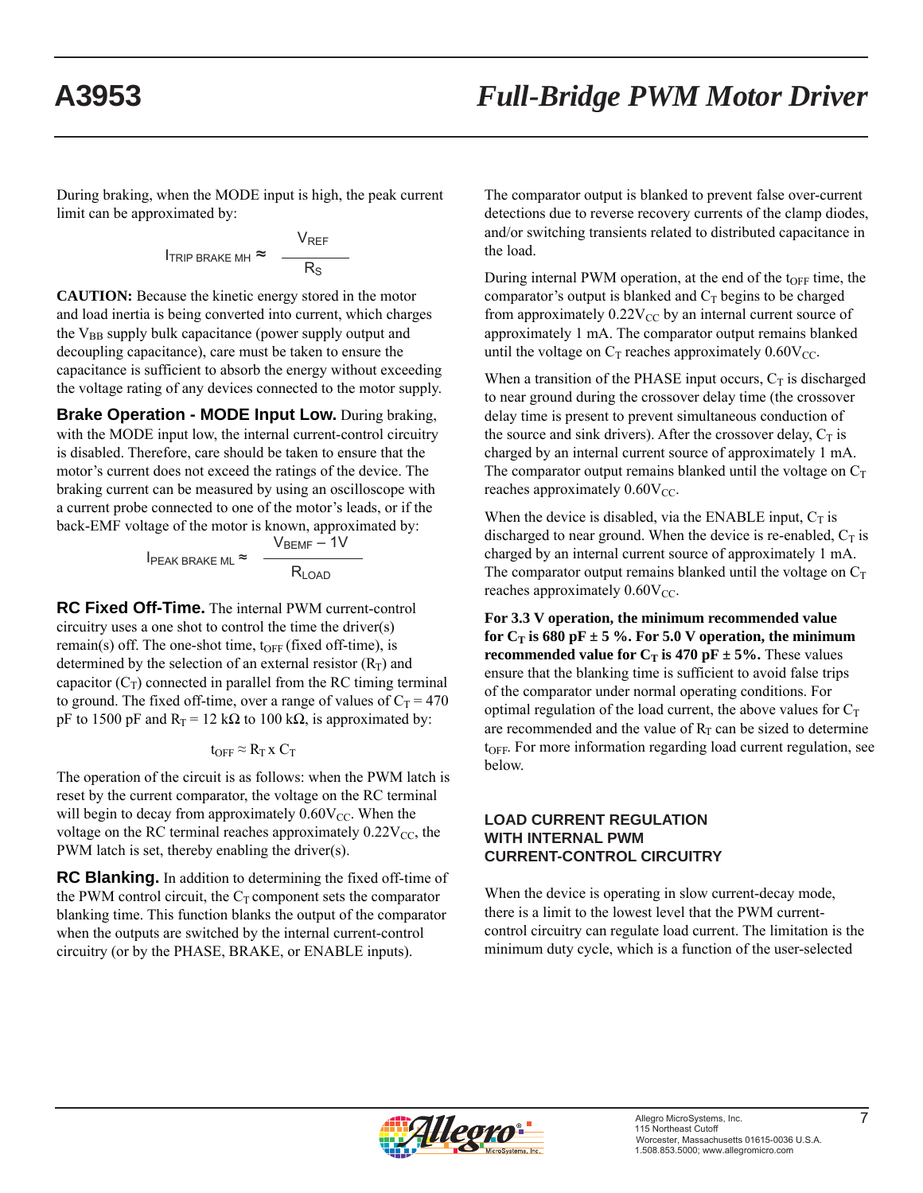During braking, when the MODE input is high, the peak current limit can be approximated by:

$$I_{TRIP\ BRAKE\ MH} \approx \frac{V_{REF}}{R_S}$$

**CAUTION:** Because the kinetic energy stored in the motor and load inertia is being converted into current, which charges the $V_{BB}$ supply bulk capacitance (power supply output and decoupling capacitance), care must be taken to ensure the capacitance is sufficient to absorb the energy without exceeding the voltage rating of any devices connected to the motor supply.

**Brake Operation - MODE Input Low.** During braking, with the MODE input low, the internal current-control circuitry is disabled. Therefore, care should be taken to ensure that the motor's current does not exceed the ratings of the device. The braking current can be measured by using an oscilloscope with a current probe connected to one of the motor's leads, or if the back-EMF voltage of the motor is known, approximated by:

$$I_{PEAK\ BRAKE\ ML} \approx \frac{V_{BEMF} - 1V}{R_{LOAD}}$$

**RC Fixed Off-Time.** The internal PWM current-control circuitry uses a one shot to control the time the driver(s) remain(s) off. The one-shot time, $t_{OFF}$ (fixed off-time), is determined by the selection of an external resistor ($R_T$) and capacitor ($C_T$) connected in parallel from the RC timing terminal to ground. The fixed off-time, over a range of values of $C_T$ = 470 pF to 1500 pF and $R_T$ = 12 kΩ to 100 kΩ, is approximated by:

$$t_{OFF} \approx R_T \times C_T$$

The operation of the circuit is as follows: when the PWM latch is reset by the current comparator, the voltage on the RC terminal will begin to decay from approximately $0.60V_{CC}$. When the voltage on the RC terminal reaches approximately $0.22V_{CC}$, the PWM latch is set, thereby enabling the driver(s).

**RC Blanking.** In addition to determining the fixed off-time of the PWM control circuit, the $C_T$ component sets the comparator blanking time. This function blanks the output of the comparator when the outputs are switched by the internal current-control circuitry (or by the PHASE, BRAKE, or ENABLE inputs).

The comparator output is blanked to prevent false over-current detections due to reverse recovery currents of the clamp diodes, and/or switching transients related to distributed capacitance in the load.

During internal PWM operation, at the end of the $t_{OFF}$ time, the comparator's output is blanked and $C_T$ begins to be charged from approximately $0.22V_{CC}$ by an internal current source of approximately 1 mA. The comparator output remains blanked until the voltage on $C_T$ reaches approximately $0.60V_{CC}$.

When a transition of the PHASE input occurs, $C_T$ is discharged to near ground during the crossover delay time (the crossover delay time is present to prevent simultaneous conduction of the source and sink drivers). After the crossover delay, $C_T$ is charged by an internal current source of approximately 1 mA. The comparator output remains blanked until the voltage on $C_T$ reaches approximately $0.60V_{CC}$.

When the device is disabled, via the ENABLE input, $C_T$ is discharged to near ground. When the device is re-enabled, $C_T$ is charged by an internal current source of approximately 1 mA. The comparator output remains blanked until the voltage on $C_T$ reaches approximately $0.60V_{CC}$.

**For 3.3 V operation, the minimum recommended value for $C_T$ is 680 pF ± 5 %. For 5.0 V operation, the minimum recommended value for $C_T$ is 470 pF ± 5%.** These values ensure that the blanking time is sufficient to avoid false trips of the comparator under normal operating conditions. For optimal regulation of the load current, the above values for $C_T$ are recommended and the value of $R_T$ can be sized to determine $t_{OFF}$. For more information regarding load current regulation, see below.

## LOAD CURRENT REGULATION WITH INTERNAL PWM CURRENT-CONTROL CIRCUITRY

When the device is operating in slow current-decay mode, there is a limit to the lowest level that the PWM current-control circuitry can regulate load current. The limitation is the minimum duty cycle, which is a function of the user-selected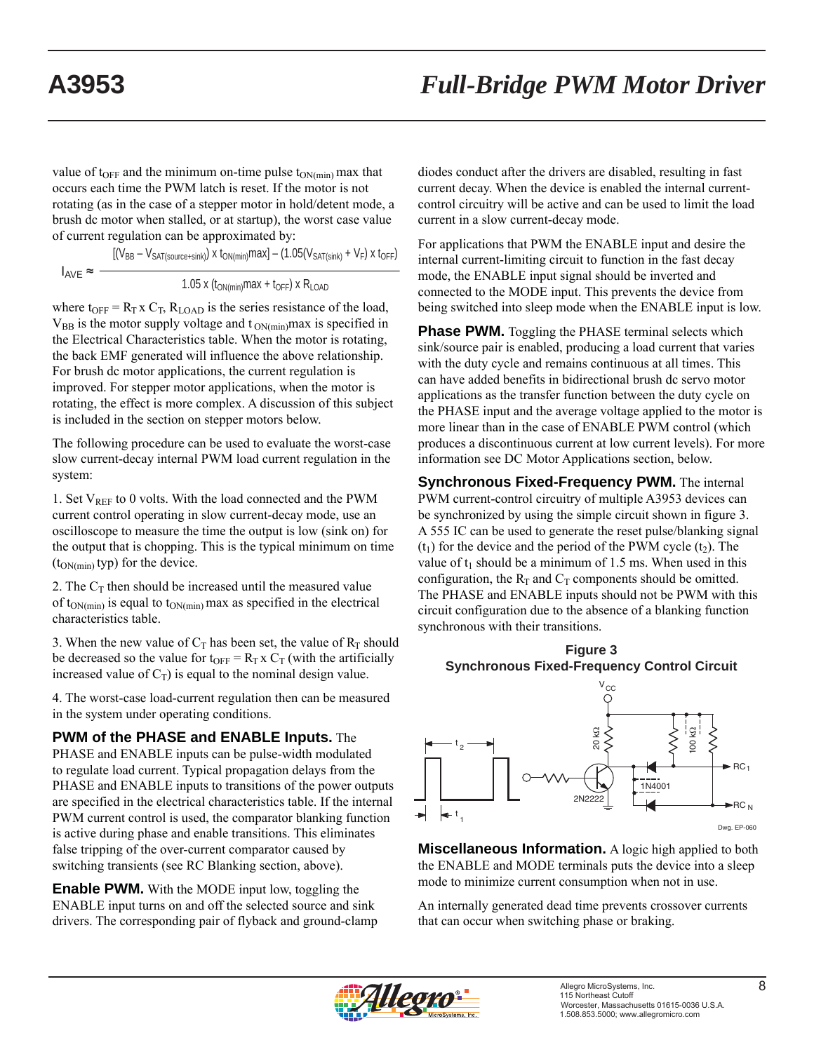value of $t_{OFF}$ and the minimum on-time pulse $t_{ON(min)}$ max that occurs each time the PWM latch is reset. If the motor is not rotating (as in the case of a stepper motor in hold/detent mode, a brush dc motor when stalled, or at startup), the worst case value of current regulation can be approximated by:

$$I_{AVE} \approx \frac{[(V_{BB} - V_{SAT(source+sink)}) \times t_{ON(min)}max] - (1.05(V_{SAT(sink)} + V_F) \times t_{OFF})}{1.05 \times (t_{ON(min)}max + t_{OFF}) \times R_{LOAD}}$$

where $t_{OFF} = R_T \times C_T$, $R_{LOAD}$ is the series resistance of the load, $V_{BB}$ is the motor supply voltage and $t_{ON(min)}$max is specified in the Electrical Characteristics table. When the motor is rotating, the back EMF generated will influence the above relationship. For brush dc motor applications, the current regulation is improved. For stepper motor applications, when the motor is rotating, the effect is more complex. A discussion of this subject is included in the section on stepper motors below.

The following procedure can be used to evaluate the worst-case slow current-decay internal PWM load current regulation in the system:

1. Set $V_{REF}$ to 0 volts. With the load connected and the PWM current control operating in slow current-decay mode, use an oscilloscope to measure the time the output is low (sink on) for the output that is chopping. This is the typical minimum on time ($t_{ON(min)}$ typ) for the device.

2. The $C_T$ then should be increased until the measured value of $t_{ON(min)}$ is equal to $t_{ON(min)}$ max as specified in the electrical characteristics table.

3. When the new value of $C_T$ has been set, the value of $R_T$ should be decreased so the value for $t_{OFF} = R_T \times C_T$ (with the artificially increased value of $C_T$) is equal to the nominal design value.

4. The worst-case load-current regulation then can be measured in the system under operating conditions.

**PWM of the PHASE and ENABLE Inputs.** The PHASE and ENABLE inputs can be pulse-width modulated to regulate load current. Typical propagation delays from the PHASE and ENABLE inputs to transitions of the power outputs are specified in the electrical characteristics table. If the internal PWM current control is used, the comparator blanking function is active during phase and enable transitions. This eliminates false tripping of the over-current comparator caused by switching transients (see RC Blanking section, above).

**Enable PWM.** With the MODE input low, toggling the ENABLE input turns on and off the selected source and sink drivers. The corresponding pair of flyback and ground-clamp diodes conduct after the drivers are disabled, resulting in fast current decay. When the device is enabled the internal current-control circuitry will be active and can be used to limit the load current in a slow current-decay mode.

For applications that PWM the ENABLE input and desire the internal current-limiting circuit to function in the fast decay mode, the ENABLE input signal should be inverted and connected to the MODE input. This prevents the device from being switched into sleep mode when the ENABLE input is low.

**Phase PWM.** Toggling the PHASE terminal selects which sink/source pair is enabled, producing a load current that varies with the duty cycle and remains continuous at all times. This can have added benefits in bidirectional brush dc servo motor applications as the transfer function between the duty cycle on the PHASE input and the average voltage applied to the motor is more linear than in the case of ENABLE PWM control (which produces a discontinuous current at low current levels). For more information see DC Motor Applications section, below.

**Synchronous Fixed-Frequency PWM.** The internal PWM current-control circuitry of multiple A3953 devices can be synchronized by using the simple circuit shown in figure 3. A 555 IC can be used to generate the reset pulse/blanking signal ($t_1$) for the device and the period of the PWM cycle ($t_2$). The value of $t_1$ should be a minimum of 1.5 ms. When used in this configuration, the $R_T$ and $C_T$ components should be omitted. The PHASE and ENABLE inputs should not be PWM with this circuit configuration due to the absence of a blanking function synchronous with their transitions.

**Figure 3**
**Synchronous Fixed-Frequency Control Circuit**

V CC
t 2
t 1
20 kΩ
100 kΩ
2N2222
1N4001
RC 1
RC N
Dwg. EP-060

**Miscellaneous Information.** A logic high applied to both the ENABLE and MODE terminals puts the device into a sleep mode to minimize current consumption when not in use.

An internally generated dead time prevents crossover currents that can occur when switching phase or braking.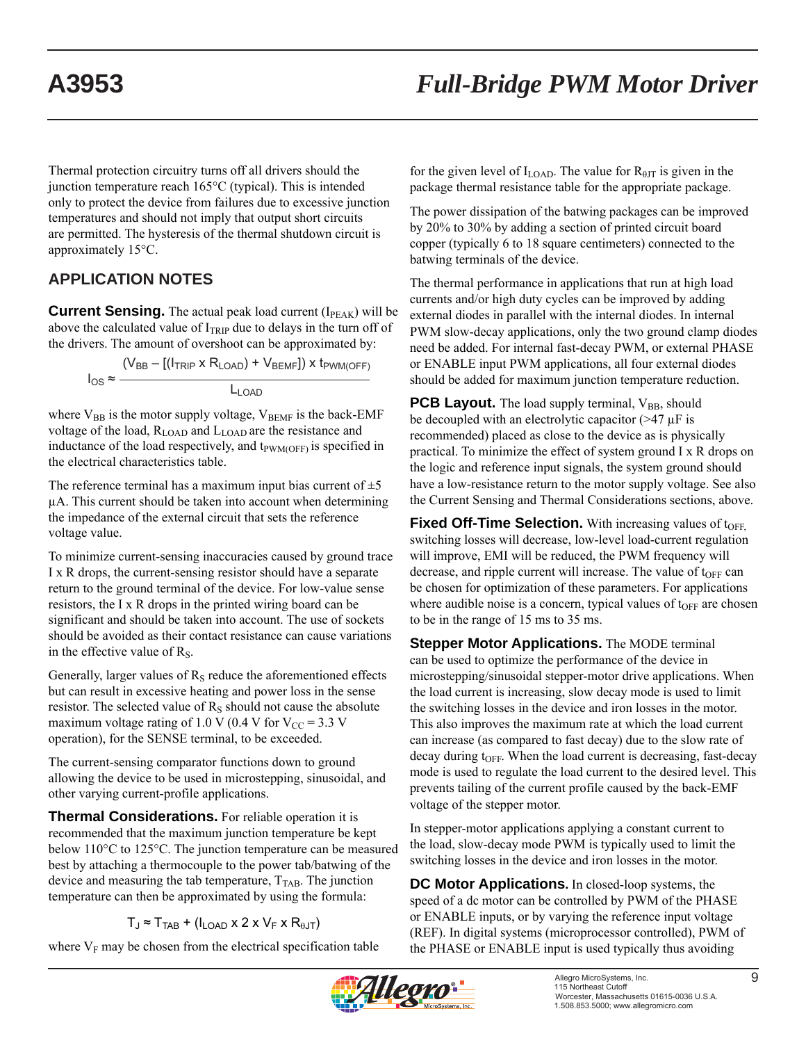Thermal protection circuitry turns off all drivers should the junction temperature reach 165°C (typical). This is intended only to protect the device from failures due to excessive junction temperatures and should not imply that output short circuits are permitted. The hysteresis of the thermal shutdown circuit is approximately 15°C.

## APPLICATION NOTES

**Current Sensing.** The actual peak load current ($I_{PEAK}$) will be above the calculated value of $I_{TRIP}$ due to delays in the turn off of the drivers. The amount of overshoot can be approximated by:

$$I_{OS} \approx \frac{(V_{BB} - [(I_{TRIP} \times R_{LOAD}) + V_{BEMF}]) \times t_{PWM(OFF)}}{L_{LOAD}}$$

where $V_{BB}$ is the motor supply voltage, $V_{BEMF}$ is the back-EMF voltage of the load, $R_{LOAD}$ and $L_{LOAD}$ are the resistance and inductance of the load respectively, and $t_{PWM(OFF)}$ is specified in the electrical characteristics table.

The reference terminal has a maximum input bias current of ±5 µA. This current should be taken into account when determining the impedance of the external circuit that sets the reference voltage value.

To minimize current-sensing inaccuracies caused by ground trace I x R drops, the current-sensing resistor should have a separate return to the ground terminal of the device. For low-value sense resistors, the I x R drops in the printed wiring board can be significant and should be taken into account. The use of sockets should be avoided as their contact resistance can cause variations in the effective value of $R_S$.

Generally, larger values of $R_S$ reduce the aforementioned effects but can result in excessive heating and power loss in the sense resistor. The selected value of $R_S$ should not cause the absolute maximum voltage rating of 1.0 V (0.4 V for $V_{CC}$ = 3.3 V operation), for the SENSE terminal, to be exceeded.

The current-sensing comparator functions down to ground allowing the device to be used in microstepping, sinusoidal, and other varying current-profile applications.

**Thermal Considerations.** For reliable operation it is recommended that the maximum junction temperature be kept below 110°C to 125°C. The junction temperature can be measured best by attaching a thermocouple to the power tab/batwing of the device and measuring the tab temperature, $T_{TAB}$. The junction temperature can then be approximated by using the formula:

$$T_J \approx T_{TAB} + (I_{LOAD} \times 2 \times V_F \times R_{\theta JT})$$

where $V_F$ may be chosen from the electrical specification table for the given level of $I_{LOAD}$. The value for $R_{\theta JT}$ is given in the package thermal resistance table for the appropriate package.

The power dissipation of the batwing packages can be improved by 20% to 30% by adding a section of printed circuit board copper (typically 6 to 18 square centimeters) connected to the batwing terminals of the device.

The thermal performance in applications that run at high load currents and/or high duty cycles can be improved by adding external diodes in parallel with the internal diodes. In internal PWM slow-decay applications, only the two ground clamp diodes need be added. For internal fast-decay PWM, or external PHASE or ENABLE input PWM applications, all four external diodes should be added for maximum junction temperature reduction.

**PCB Layout.** The load supply terminal, $V_{BB}$, should be decoupled with an electrolytic capacitor (>47 µF is recommended) placed as close to the device as is physically practical. To minimize the effect of system ground I x R drops on the logic and reference input signals, the system ground should have a low-resistance return to the motor supply voltage. See also the Current Sensing and Thermal Considerations sections, above.

**Fixed Off-Time Selection.** With increasing values of $t_{OFF}$, switching losses will decrease, low-level load-current regulation will improve, EMI will be reduced, the PWM frequency will decrease, and ripple current will increase. The value of $t_{OFF}$ can be chosen for optimization of these parameters. For applications where audible noise is a concern, typical values of $t_{OFF}$ are chosen to be in the range of 15 ms to 35 ms.

**Stepper Motor Applications.** The MODE terminal can be used to optimize the performance of the device in microstepping/sinusoidal stepper-motor drive applications. When the load current is increasing, slow decay mode is used to limit the switching losses in the device and iron losses in the motor. This also improves the maximum rate at which the load current can increase (as compared to fast decay) due to the slow rate of decay during $t_{OFF}$. When the load current is decreasing, fast-decay mode is used to regulate the load current to the desired level. This prevents tailing of the current profile caused by the back-EMF voltage of the stepper motor.

In stepper-motor applications applying a constant current to the load, slow-decay mode PWM is typically used to limit the switching losses in the device and iron losses in the motor.

**DC Motor Applications.** In closed-loop systems, the speed of a dc motor can be controlled by PWM of the PHASE or ENABLE inputs, or by varying the reference input voltage (REF). In digital systems (microprocessor controlled), PWM of the PHASE or ENABLE input is used typically thus avoiding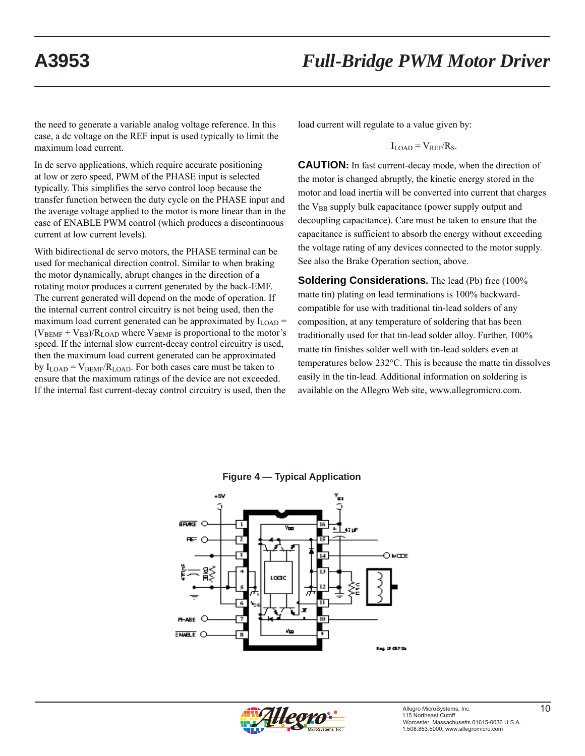the need to generate a variable analog voltage reference. In this case, a dc voltage on the REF input is used typically to limit the maximum load current.

In dc servo applications, which require accurate positioning at low or zero speed, PWM of the PHASE input is selected typically. This simplifies the servo control loop because the transfer function between the duty cycle on the PHASE input and the average voltage applied to the motor is more linear than in the case of ENABLE PWM control (which produces a discontinuous current at low current levels).

With bidirectional dc servo motors, the PHASE terminal can be used for mechanical direction control. Similar to when braking the motor dynamically, abrupt changes in the direction of a rotating motor produces a current generated by the back-EMF. The current generated will depend on the mode of operation. If the internal current control circuitry is not being used, then the maximum load current generated can be approximated by $I_{LOAD} = (V_{BEMF} + V_{BB})/R_{LOAD}$ where $V_{BEMF}$ is proportional to the motor's speed. If the internal slow current-decay control circuitry is used, then the maximum load current generated can be approximated by $I_{LOAD} = V_{BEMF}/R_{LOAD}$. For both cases care must be taken to ensure that the maximum ratings of the device are not exceeded. If the internal fast current-decay control circuitry is used, then the load current will regulate to a value given by:

$$I_{LOAD} = V_{REF}/R_S.$$

**CAUTION:** In fast current-decay mode, when the direction of the motor is changed abruptly, the kinetic energy stored in the motor and load inertia will be converted into current that charges the $V_{BB}$ supply bulk capacitance (power supply output and decoupling capacitance). Care must be taken to ensure that the capacitance is sufficient to absorb the energy without exceeding the voltage rating of any devices connected to the motor supply. See also the Brake Operation section, above.

**Soldering Considerations.** The lead (Pb) free (100% matte tin) plating on lead terminations is 100% backward-compatible for use with traditional tin-lead solders of any composition, at any temperature of soldering that has been traditionally used for that tin-lead solder alloy. Further, 100% matte tin finishes solder well with tin-lead solders even at temperatures below 232°C. This is because the matte tin dissolves easily in the tin-lead. Additional information on soldering is available on the Allegro Web site, www.allegromicro.com.

**Figure 4 — Typical Application**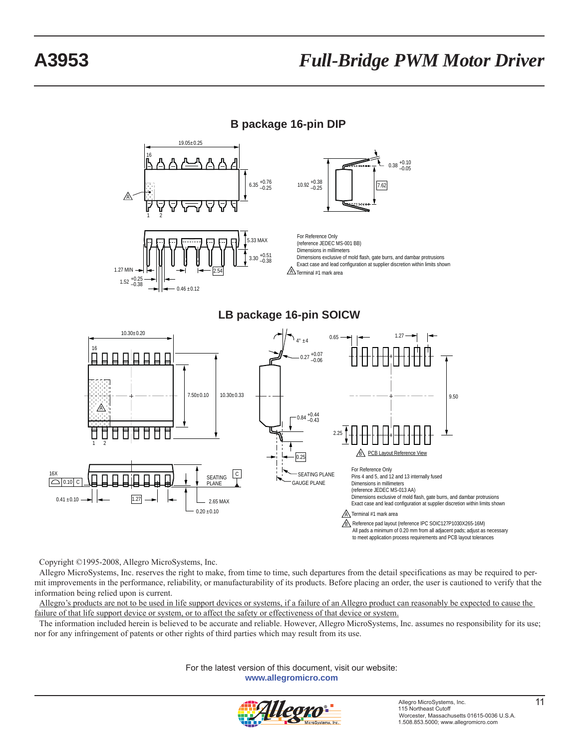## B package 16-pin DIP

19.05±0.25

16

A

1 2

6.35 +0.76 –0.25

10.92 +0.38 –0.25

0.38 +0.10 –0.05

7.62

5.33 MAX

3.30 +0.51 –0.38

1.27 MIN

1.52 +0.25 –0.38

2.54

0.46 ±0.12

For Reference Only
(reference JEDEC MS-001 BB)
Dimensions in millimeters
Dimensions exclusive of mold flash, gate burrs, and dambar protrusions
Exact case and lead configuration at supplier discretion within limits shown
A Terminal #1 mark area

## LB package 16-pin SOICW

10.30±0.20

16

A

1 2

7.50±0.10

10.30±0.33

4° ±4

0.27 +0.07 –0.06

0.84 +0.44 –0.43

0.25

SEATING PLANE

GAUGE PLANE

0.65

1.27

9.50

2.25

B PCB Layout Reference View

16X 0.10 C

SEATING PLANE

C

0.41 ±0.10

1.27

2.65 MAX

0.20 ±0.10

For Reference Only
Pins 4 and 5, and 12 and 13 internally fused
Dimensions in millimeters
(reference JEDEC MS-013 AA)
Dimensions exclusive of mold flash, gate burrs, and dambar protrusions
Exact case and lead configuration at supplier discretion within limits shown

A Terminal #1 mark area

B Reference pad layout (reference IPC SOIC127P1030X265-16M)
All pads a minimum of 0.20 mm from all adjacent pads; adjust as necessary to meet application process requirements and PCB layout tolerances

Copyright ©1995-2008, Allegro MicroSystems, Inc.

Allegro MicroSystems, Inc. reserves the right to make, from time to time, such departures from the detail specifications as may be required to permit improvements in the performance, reliability, or manufacturability of its products. Before placing an order, the user is cautioned to verify that the information being relied upon is current.

Allegro's products are not to be used in life support devices or systems, if a failure of an Allegro product can reasonably be expected to cause the failure of that life support device or system, or to affect the safety or effectiveness of that device or system.

The information included herein is believed to be accurate and reliable. However, Allegro MicroSystems, Inc. assumes no responsibility for its use; nor for any infringement of patents or other rights of third parties which may result from its use.

For the latest version of this document, visit our website:
**www.allegromicro.com**

Allegro MicroSystems, Inc.
115 Northeast Cutoff
Worcester, Massachusetts 01615-0036 U.S.A.
1.508.853.5000; www.allegromicro.com